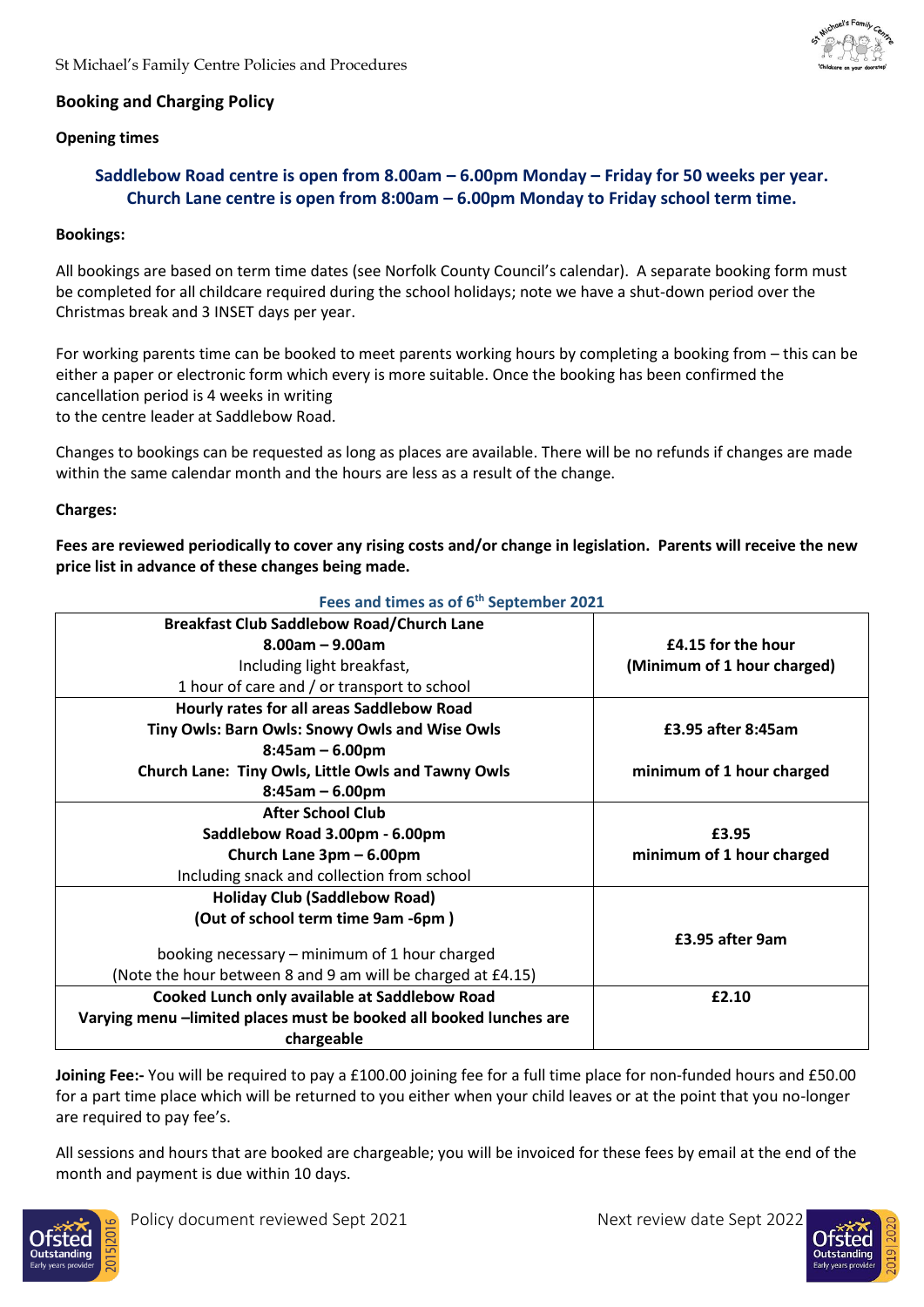## Booking and Charging Policy

### Opening times

**Saddlebow Road centre is open from 8.00am – 6.00pm Monday – Friday for 50 weeks per year.**
**Church Lane centre is open from 8:00am – 6.00pm Monday to Friday school term time.**

### Bookings:

All bookings are based on term time dates (see Norfolk County Council's calendar). A separate booking form must be completed for all childcare required during the school holidays; note we have a shut-down period over the Christmas break and 3 INSET days per year.

For working parents time can be booked to meet parents working hours by completing a booking from – this can be either a paper or electronic form which every is more suitable. Once the booking has been confirmed the cancellation period is 4 weeks in writing
to the centre leader at Saddlebow Road.

Changes to bookings can be requested as long as places are available. There will be no refunds if changes are made within the same calendar month and the hours are less as a result of the change.

### Charges:

**Fees are reviewed periodically to cover any rising costs and/or change in legislation. Parents will receive the new price list in advance of these changes being made.**

**Fees and times as of 6th September 2021**

| Session | Fee |
|---|---|
| **Breakfast Club Saddlebow Road/Church Lane**<br>**8.00am – 9.00am**<br>Including light breakfast,<br>1 hour of care and / or transport to school | **£4.15 for the hour**<br>**(Minimum of 1 hour charged)** |
| **Hourly rates for all areas Saddlebow Road**<br>**Tiny Owls: Barn Owls: Snowy Owls and Wise Owls**<br>**8:45am – 6.00pm**<br>**Church Lane: Tiny Owls, Little Owls and Tawny Owls**<br>**8:45am – 6.00pm** | **£3.95 after 8:45am**<br><br>**minimum of 1 hour charged** |
| **After School Club**<br>**Saddlebow Road 3.00pm - 6.00pm**<br>**Church Lane 3pm – 6.00pm**<br>Including snack and collection from school | **£3.95**<br>**minimum of 1 hour charged** |
| **Holiday Club (Saddlebow Road)**<br>**(Out of school term time 9am -6pm )**<br><br>booking necessary – minimum of 1 hour charged<br>(Note the hour between 8 and 9 am will be charged at £4.15) | **£3.95 after 9am** |
| **Cooked Lunch only available at Saddlebow Road**<br>**Varying menu –limited places must be booked all booked lunches are chargeable** | **£2.10** |

**Joining Fee:-** You will be required to pay a £100.00 joining fee for a full time place for non-funded hours and £50.00 for a part time place which will be returned to you either when your child leaves or at the point that you no-longer are required to pay fee's.

All sessions and hours that are booked are chargeable; you will be invoiced for these fees by email at the end of the month and payment is due within 10 days.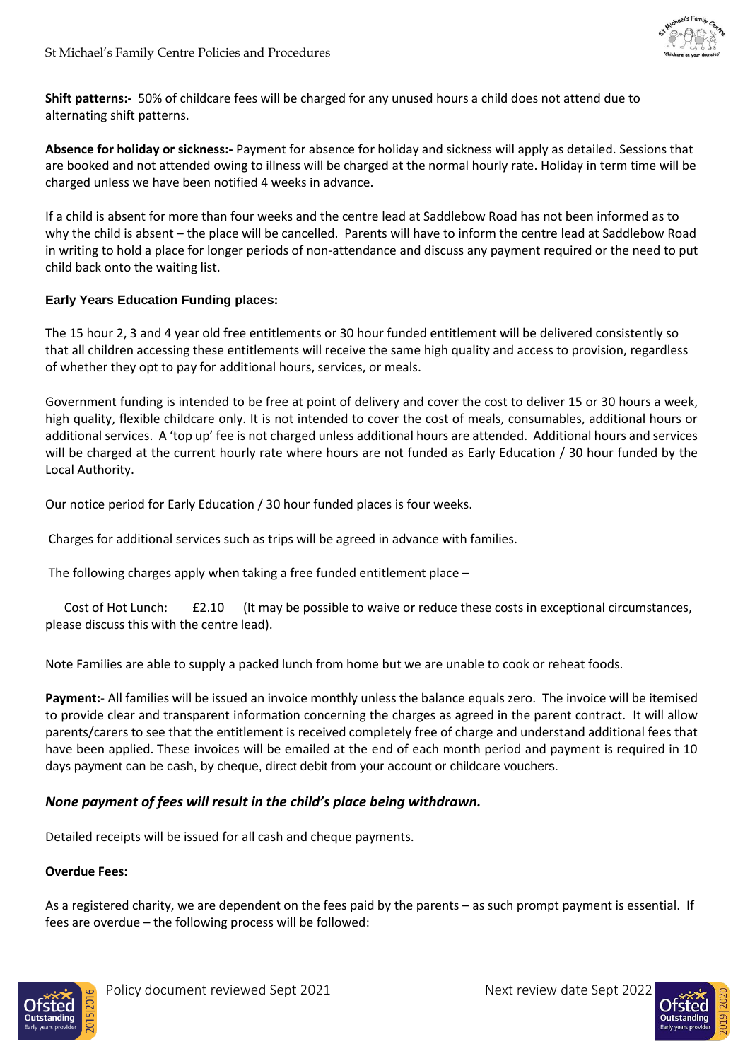**Shift patterns:-** 50% of childcare fees will be charged for any unused hours a child does not attend due to alternating shift patterns.

**Absence for holiday or sickness:-** Payment for absence for holiday and sickness will apply as detailed. Sessions that are booked and not attended owing to illness will be charged at the normal hourly rate. Holiday in term time will be charged unless we have been notified 4 weeks in advance.

If a child is absent for more than four weeks and the centre lead at Saddlebow Road has not been informed as to why the child is absent – the place will be cancelled. Parents will have to inform the centre lead at Saddlebow Road in writing to hold a place for longer periods of non-attendance and discuss any payment required or the need to put child back onto the waiting list.

**Early Years Education Funding places:**

The 15 hour 2, 3 and 4 year old free entitlements or 30 hour funded entitlement will be delivered consistently so that all children accessing these entitlements will receive the same high quality and access to provision, regardless of whether they opt to pay for additional hours, services, or meals.

Government funding is intended to be free at point of delivery and cover the cost to deliver 15 or 30 hours a week, high quality, flexible childcare only. It is not intended to cover the cost of meals, consumables, additional hours or additional services. A 'top up' fee is not charged unless additional hours are attended. Additional hours and services will be charged at the current hourly rate where hours are not funded as Early Education / 30 hour funded by the Local Authority.

Our notice period for Early Education / 30 hour funded places is four weeks.

Charges for additional services such as trips will be agreed in advance with families.

The following charges apply when taking a free funded entitlement place –

Cost of Hot Lunch: £2.10 (It may be possible to waive or reduce these costs in exceptional circumstances, please discuss this with the centre lead).

Note Families are able to supply a packed lunch from home but we are unable to cook or reheat foods.

**Payment:**- All families will be issued an invoice monthly unless the balance equals zero. The invoice will be itemised to provide clear and transparent information concerning the charges as agreed in the parent contract. It will allow parents/carers to see that the entitlement is received completely free of charge and understand additional fees that have been applied. These invoices will be emailed at the end of each month period and payment is required in 10 days payment can be cash, by cheque, direct debit from your account or childcare vouchers.

***None payment of fees will result in the child's place being withdrawn.***

Detailed receipts will be issued for all cash and cheque payments.

**Overdue Fees:**

As a registered charity, we are dependent on the fees paid by the parents – as such prompt payment is essential. If fees are overdue – the following process will be followed: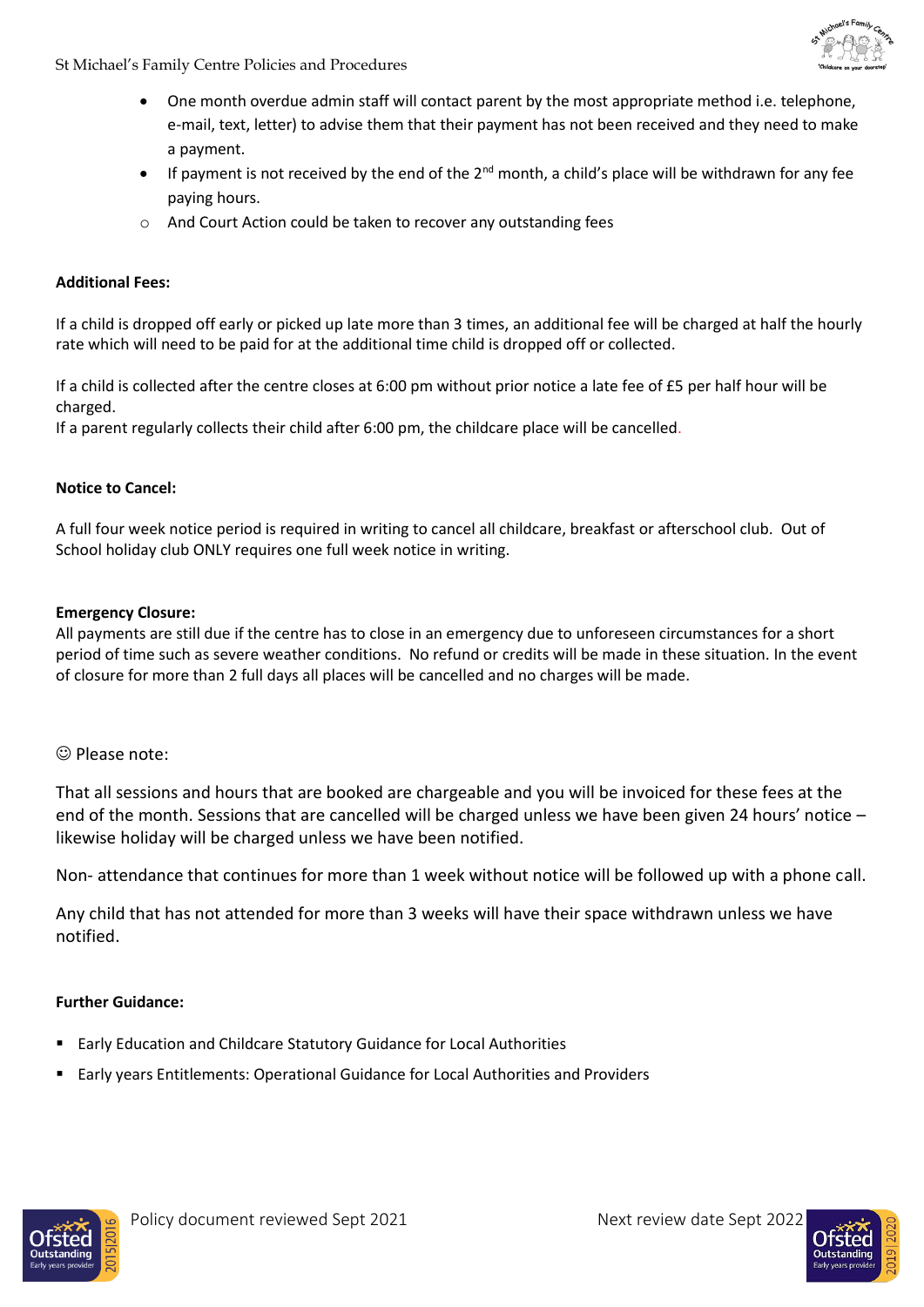- One month overdue admin staff will contact parent by the most appropriate method i.e. telephone, e-mail, text, letter) to advise them that their payment has not been received and they need to make a payment.
- If payment is not received by the end of the 2nd month, a child's place will be withdrawn for any fee paying hours.
  - And Court Action could be taken to recover any outstanding fees

**Additional Fees:**

If a child is dropped off early or picked up late more than 3 times, an additional fee will be charged at half the hourly rate which will need to be paid for at the additional time child is dropped off or collected.

If a child is collected after the centre closes at 6:00 pm without prior notice a late fee of £5 per half hour will be charged.
If a parent regularly collects their child after 6:00 pm, the childcare place will be cancelled.

**Notice to Cancel:**

A full four week notice period is required in writing to cancel all childcare, breakfast or afterschool club. Out of School holiday club ONLY requires one full week notice in writing.

**Emergency Closure:**
All payments are still due if the centre has to close in an emergency due to unforeseen circumstances for a short period of time such as severe weather conditions. No refund or credits will be made in these situation. In the event of closure for more than 2 full days all places will be cancelled and no charges will be made.

☺ Please note:

That all sessions and hours that are booked are chargeable and you will be invoiced for these fees at the end of the month. Sessions that are cancelled will be charged unless we have been given 24 hours' notice – likewise holiday will be charged unless we have been notified.

Non- attendance that continues for more than 1 week without notice will be followed up with a phone call.

Any child that has not attended for more than 3 weeks will have their space withdrawn unless we have notified.

**Further Guidance:**

- Early Education and Childcare Statutory Guidance for Local Authorities
- Early years Entitlements: Operational Guidance for Local Authorities and Providers

Policy document reviewed Sept 2021 Next review date Sept 2022